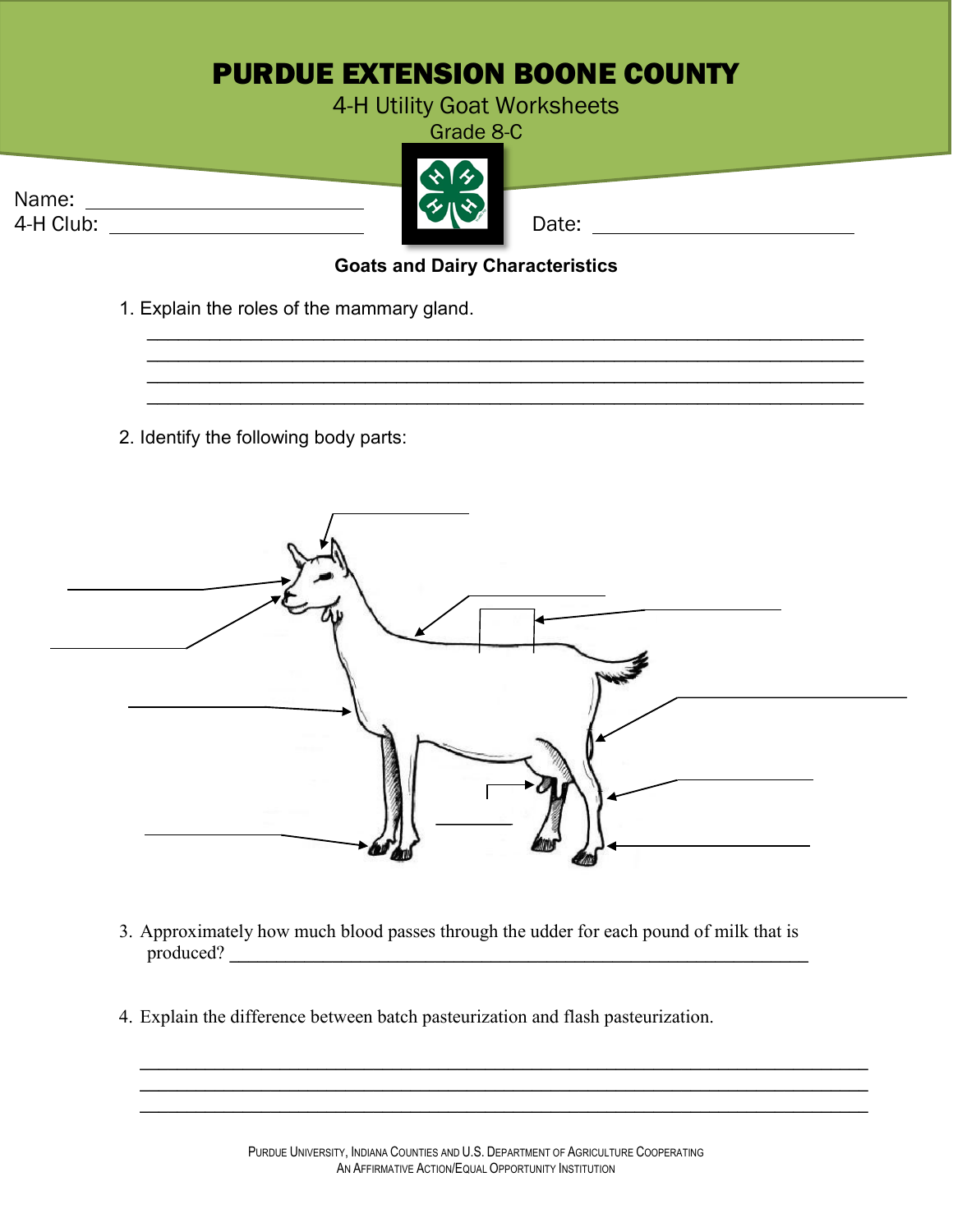# PURDUE EXTENSION BOONE COUNTY

4-H Utility Goat Worksheets

Grade 8-C

Name: ___________________________

4-H Club: ___________________________

Date: ___________________________

**Goats and Dairy Characteristics**

1. Explain the roles of the mammary gland.

_______________________________________________________________________

_______________________________________________________________________

_______________________________________________________________________

_______________________________________________________________________

2. Identify the following body parts:

3. Approximately how much blood passes through the udder for each pound of milk that is produced? _______________________________________________________________

4. Explain the difference between batch pasteurization and flash pasteurization.

_______________________________________________________________________

_______________________________________________________________________

_______________________________________________________________________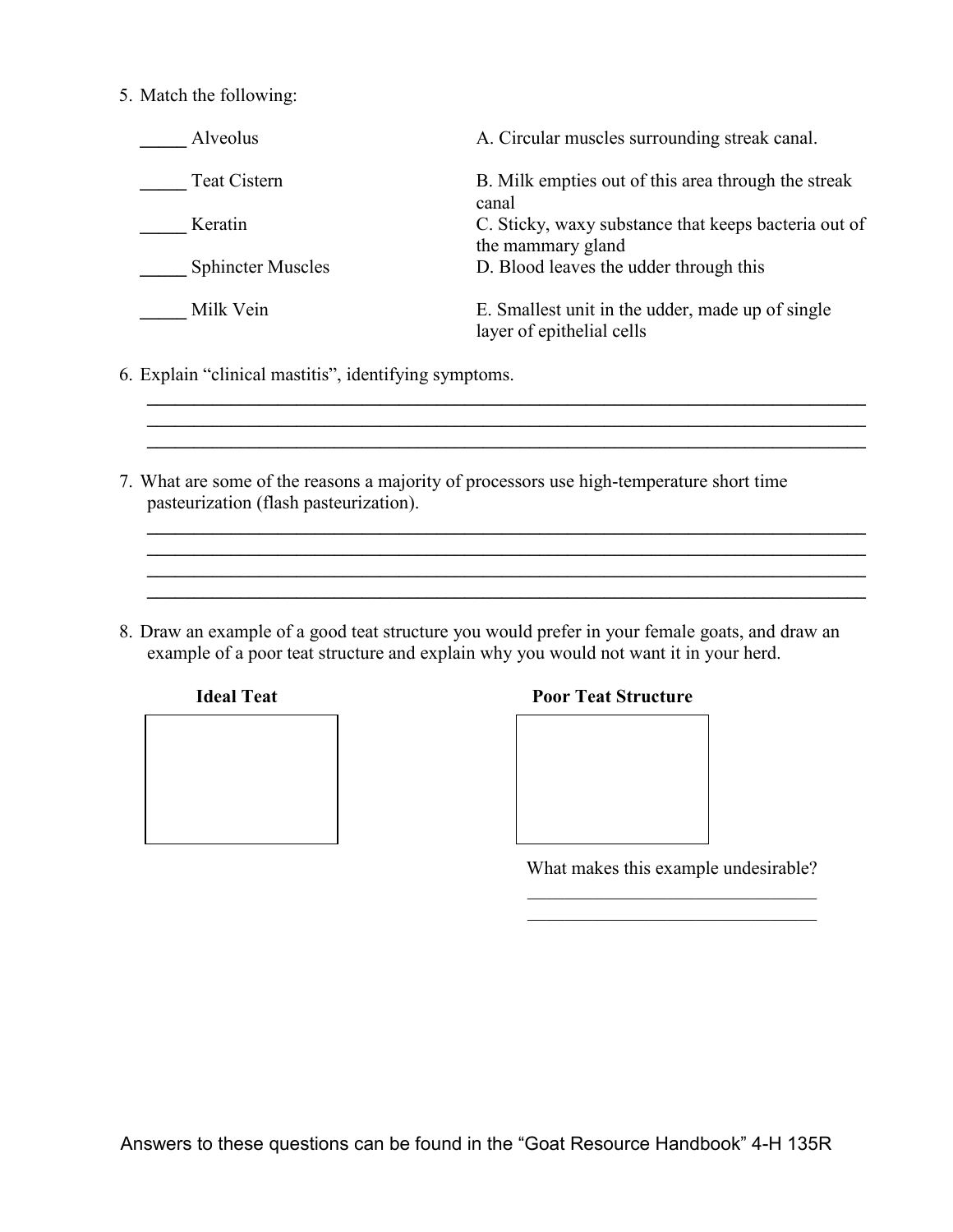5. Match the following:

| | |
|---|---|
| _____ Alveolus | A. Circular muscles surrounding streak canal. |
| _____ Teat Cistern | B. Milk empties out of this area through the streak canal |
| _____ Keratin | C. Sticky, waxy substance that keeps bacteria out of the mammary gland |
| _____ Sphincter Muscles | D. Blood leaves the udder through this |
| _____ Milk Vein | E. Smallest unit in the udder, made up of single layer of epithelial cells |

6. Explain "clinical mastitis", identifying symptoms.

_______________________________________________________________________________

_______________________________________________________________________________

_______________________________________________________________________________

7. What are some of the reasons a majority of processors use high-temperature short time pasteurization (flash pasteurization).

_______________________________________________________________________________

_______________________________________________________________________________

_______________________________________________________________________________

_______________________________________________________________________________

8. Draw an example of a good teat structure you would prefer in your female goats, and draw an example of a poor teat structure and explain why you would not want it in your herd.

**Ideal Teat**

**Poor Teat Structure**

What makes this example undesirable?

________________________________

________________________________

Answers to these questions can be found in the "Goat Resource Handbook" 4-H 135R